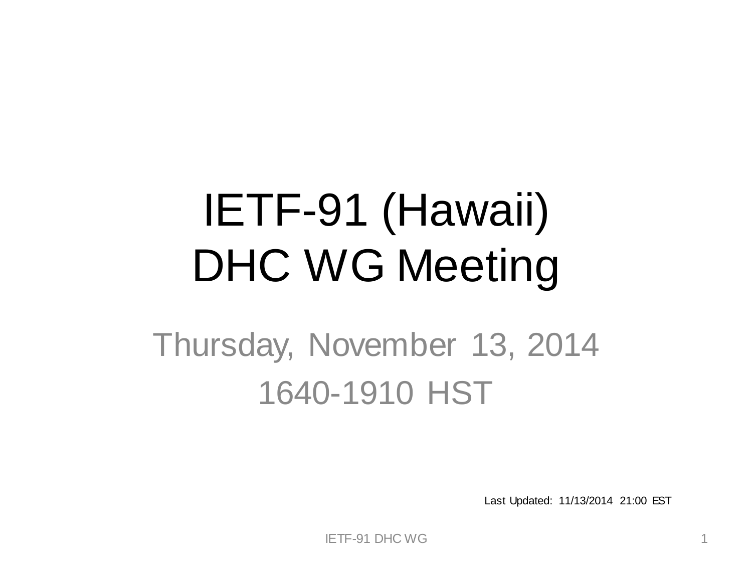# IETF-91 (Hawaii) DHC WG Meeting

Thursday, November 13, 2014

1640-1910 HST

Last Updated: 11/13/2014 21:00 EST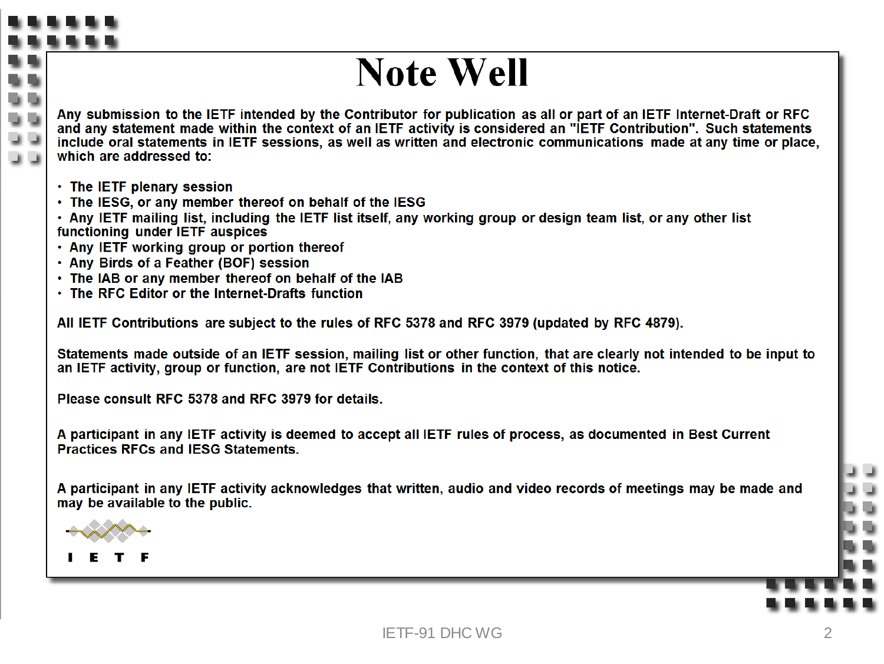# Note Well

Any submission to the IETF intended by the Contributor for publication as all or part of an IETF Internet-Draft or RFC and any statement made within the context of an IETF activity is considered an "IETF Contribution". Such statements include oral statements in IETF sessions, as well as written and electronic communications made at any time or place, which are addressed to:

- The IETF plenary session
- The IESG, or any member thereof on behalf of the IESG
- Any IETF mailing list, including the IETF list itself, any working group or design team list, or any other list functioning under IETF auspices
- Any IETF working group or portion thereof
- Any Birds of a Feather (BOF) session
- The IAB or any member thereof on behalf of the IAB
- The RFC Editor or the Internet-Drafts function

All IETF Contributions are subject to the rules of RFC 5378 and RFC 3979 (updated by RFC 4879).

Statements made outside of an IETF session, mailing list or other function, that are clearly not intended to be input to an IETF activity, group or function, are not IETF Contributions in the context of this notice.

Please consult RFC 5378 and RFC 3979 for details.

A participant in any IETF activity is deemed to accept all IETF rules of process, as documented in Best Current Practices RFCs and IESG Statements.

A participant in any IETF activity acknowledges that written, audio and video records of meetings may be made and may be available to the public.

I E T F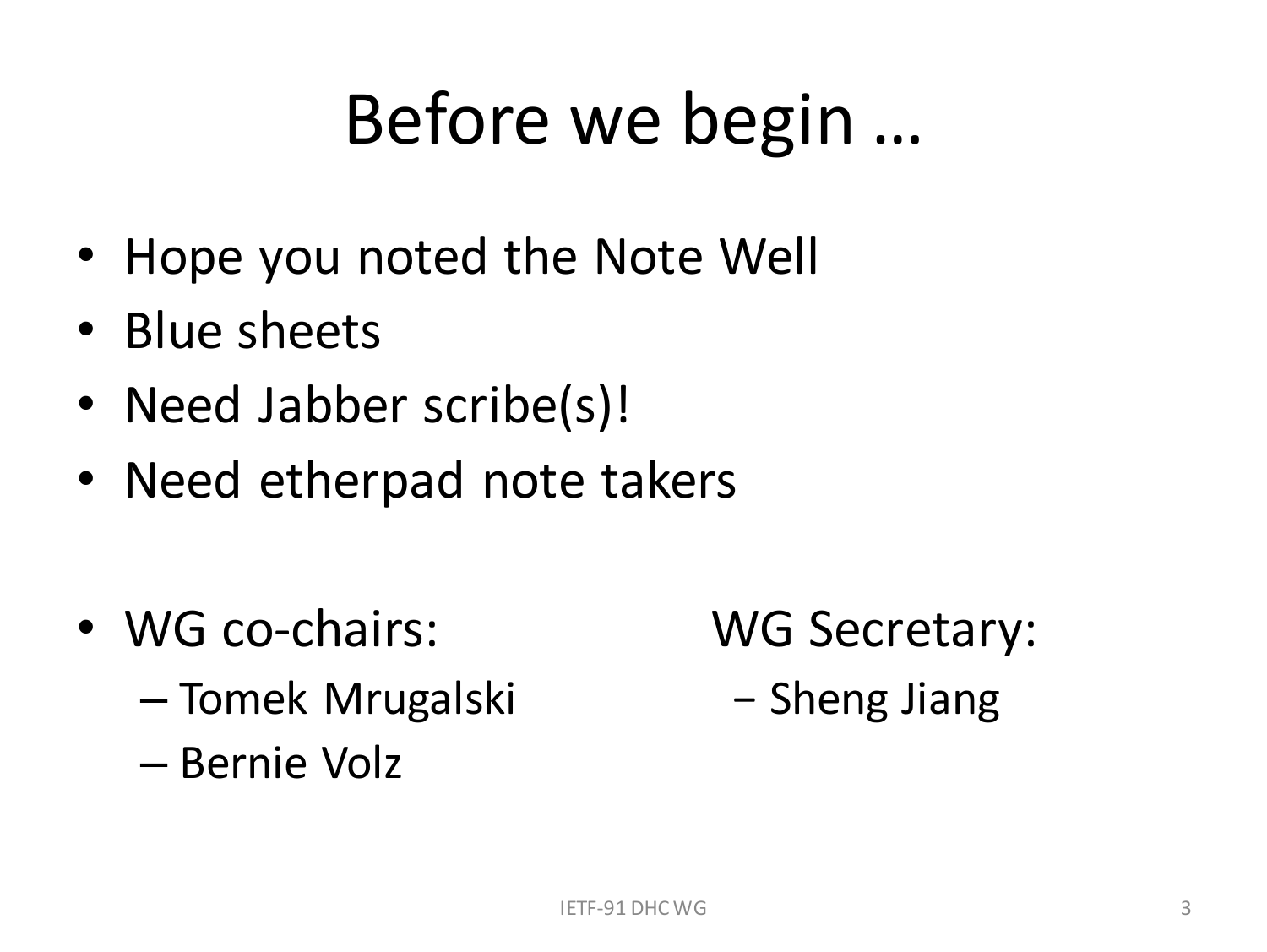# Before we begin …

- Hope you noted the Note Well
- Blue sheets
- Need Jabber scribe(s)!
- Need etherpad note takers

- WG co-chairs:
  - Tomek Mrugalski
  - Bernie Volz

WG Secretary:
  - Sheng Jiang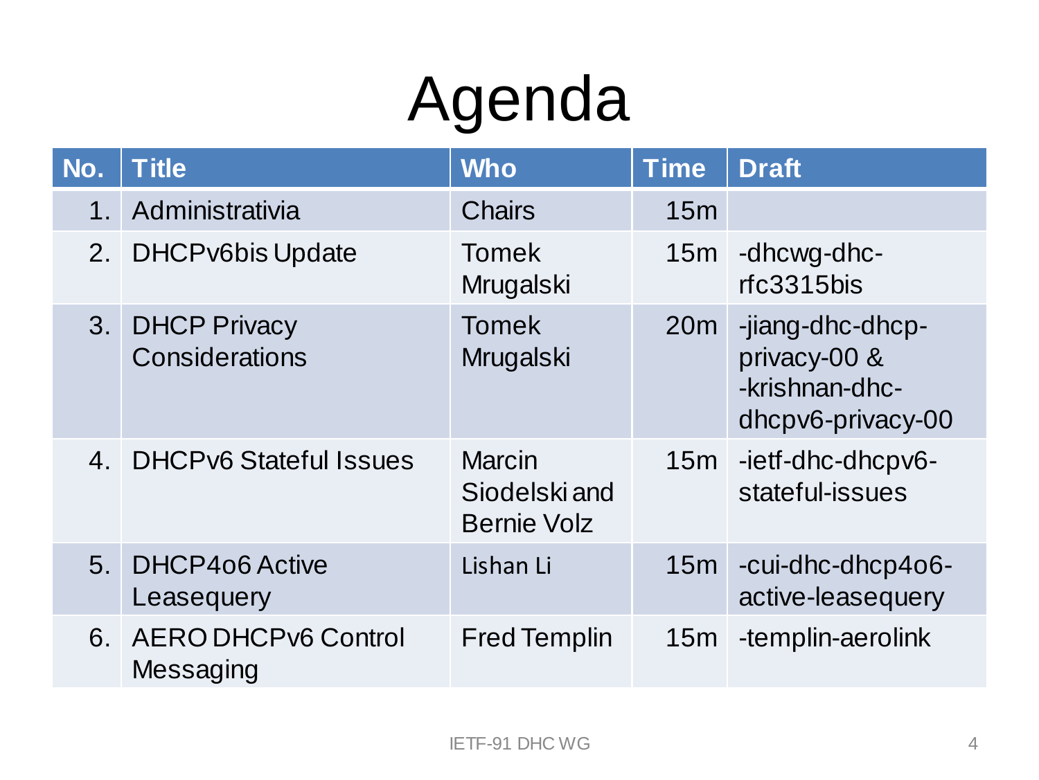# Agenda

| No. | Title | Who | Time | Draft |
|---|---|---|---|---|
| 1. | Administrativia | Chairs | 15m | |
| 2. | DHCPv6bis Update | Tomek Mrugalski | 15m | -dhcwg-dhc-rfc3315bis |
| 3. | DHCP Privacy Considerations | Tomek Mrugalski | 20m | -jiang-dhc-dhcp-privacy-00 & -krishnan-dhc-dhcpv6-privacy-00 |
| 4. | DHCPv6 Stateful Issues | Marcin Siodelski and Bernie Volz | 15m | -ietf-dhc-dhcpv6-stateful-issues |
| 5. | DHCP4o6 Active Leasequery | Lishan Li | 15m | -cui-dhc-dhcp4o6-active-leasequery |
| 6. | AERO DHCPv6 Control Messaging | Fred Templin | 15m | -templin-aerolink |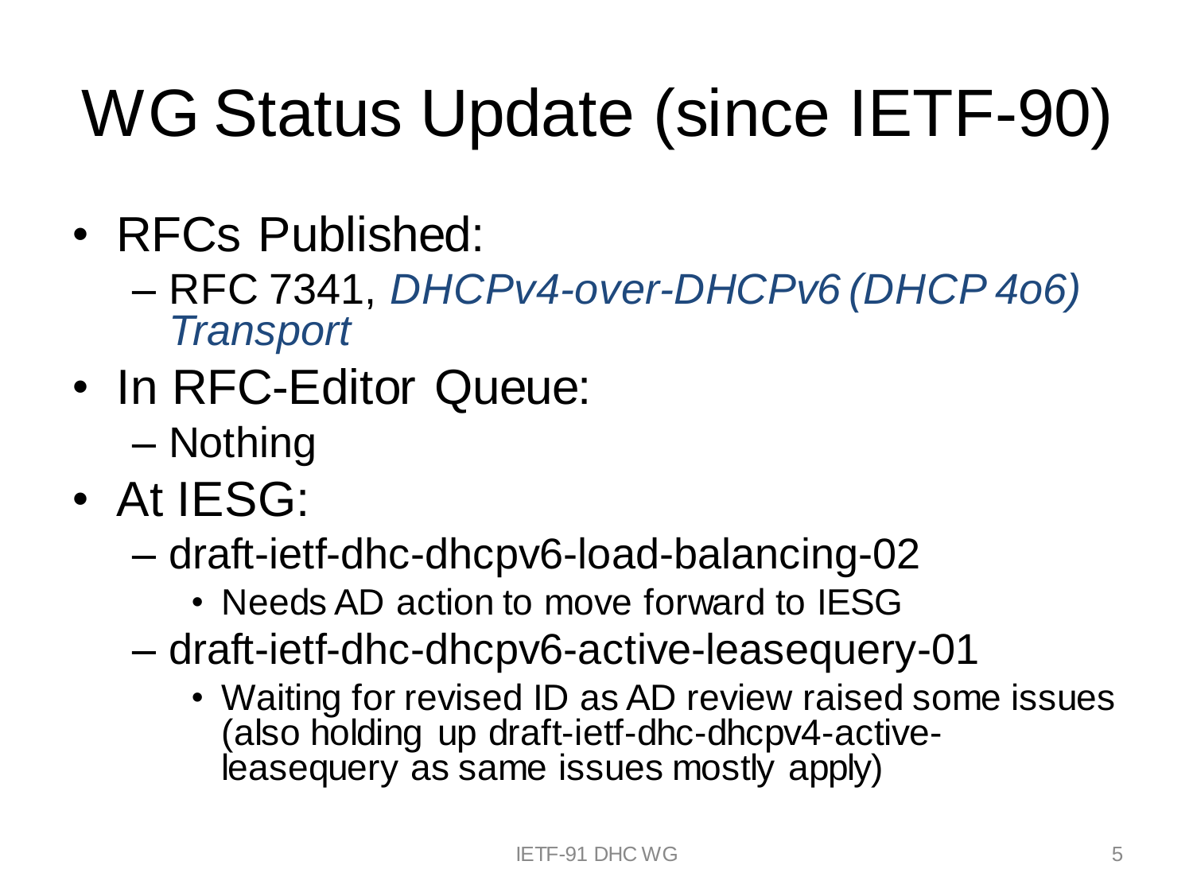# WG Status Update (since IETF-90)

- RFCs Published:
  - RFC 7341, *DHCPv4-over-DHCPv6 (DHCP 4o6) Transport*
- In RFC-Editor Queue:
  - Nothing
- At IESG:
  - draft-ietf-dhc-dhcpv6-load-balancing-02
    - Needs AD action to move forward to IESG
  - draft-ietf-dhc-dhcpv6-active-leasequery-01
    - Waiting for revised ID as AD review raised some issues (also holding up draft-ietf-dhc-dhcpv4-active-leasequery as same issues mostly apply)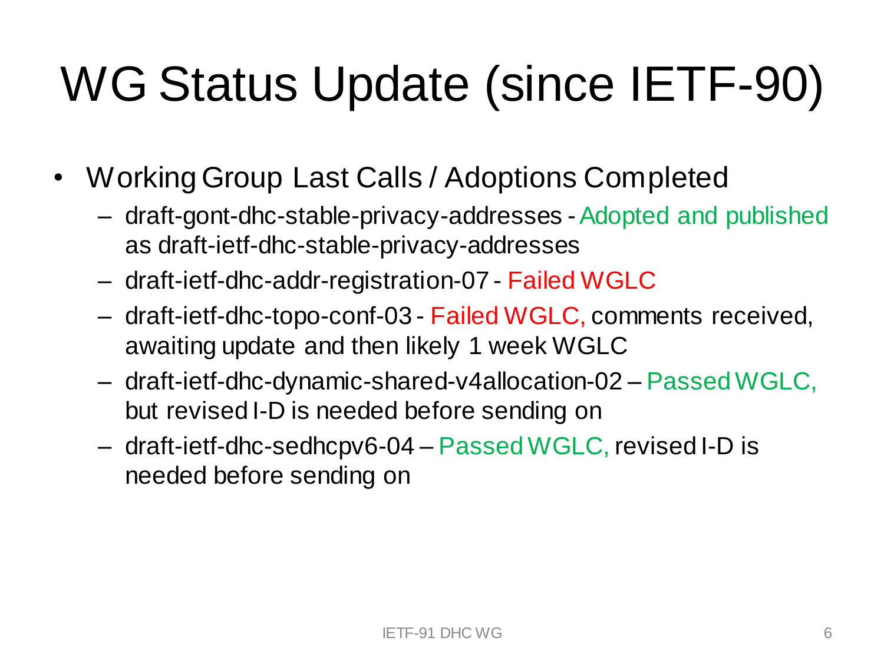# WG Status Update (since IETF-90)

- Working Group Last Calls / Adoptions Completed
  - draft-gont-dhc-stable-privacy-addresses - Adopted and published as draft-ietf-dhc-stable-privacy-addresses
  - draft-ietf-dhc-addr-registration-07 - Failed WGLC
  - draft-ietf-dhc-topo-conf-03 - Failed WGLC, comments received, awaiting update and then likely 1 week WGLC
  - draft-ietf-dhc-dynamic-shared-v4allocation-02 – Passed WGLC, but revised I-D is needed before sending on
  - draft-ietf-dhc-sedhcpv6-04 – Passed WGLC, revised I-D is needed before sending on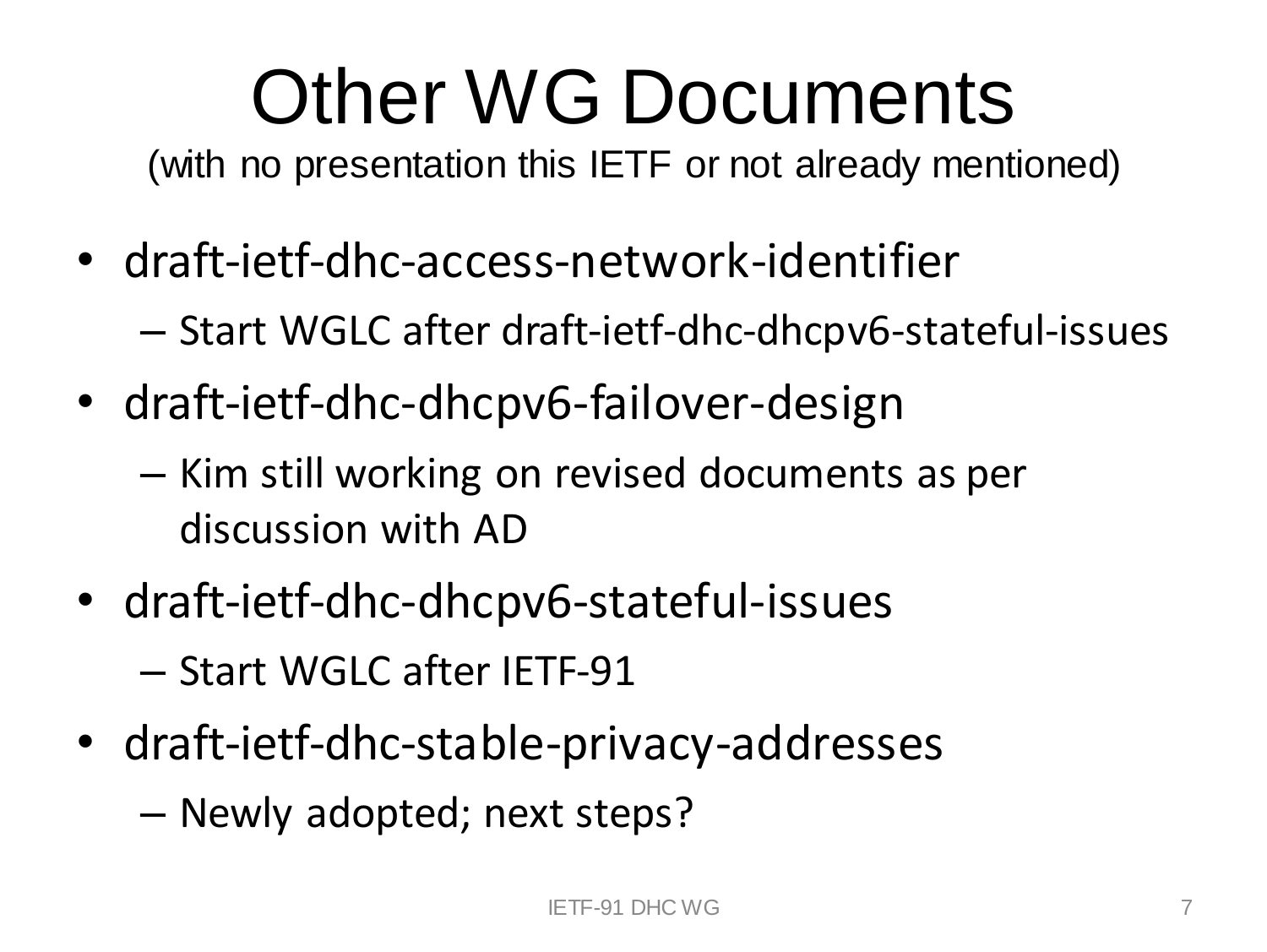# Other WG Documents

(with no presentation this IETF or not already mentioned)

- draft-ietf-dhc-access-network-identifier
  - Start WGLC after draft-ietf-dhc-dhcpv6-stateful-issues
- draft-ietf-dhc-dhcpv6-failover-design
  - Kim still working on revised documents as per discussion with AD
- draft-ietf-dhc-dhcpv6-stateful-issues
  - Start WGLC after IETF-91
- draft-ietf-dhc-stable-privacy-addresses
  - Newly adopted; next steps?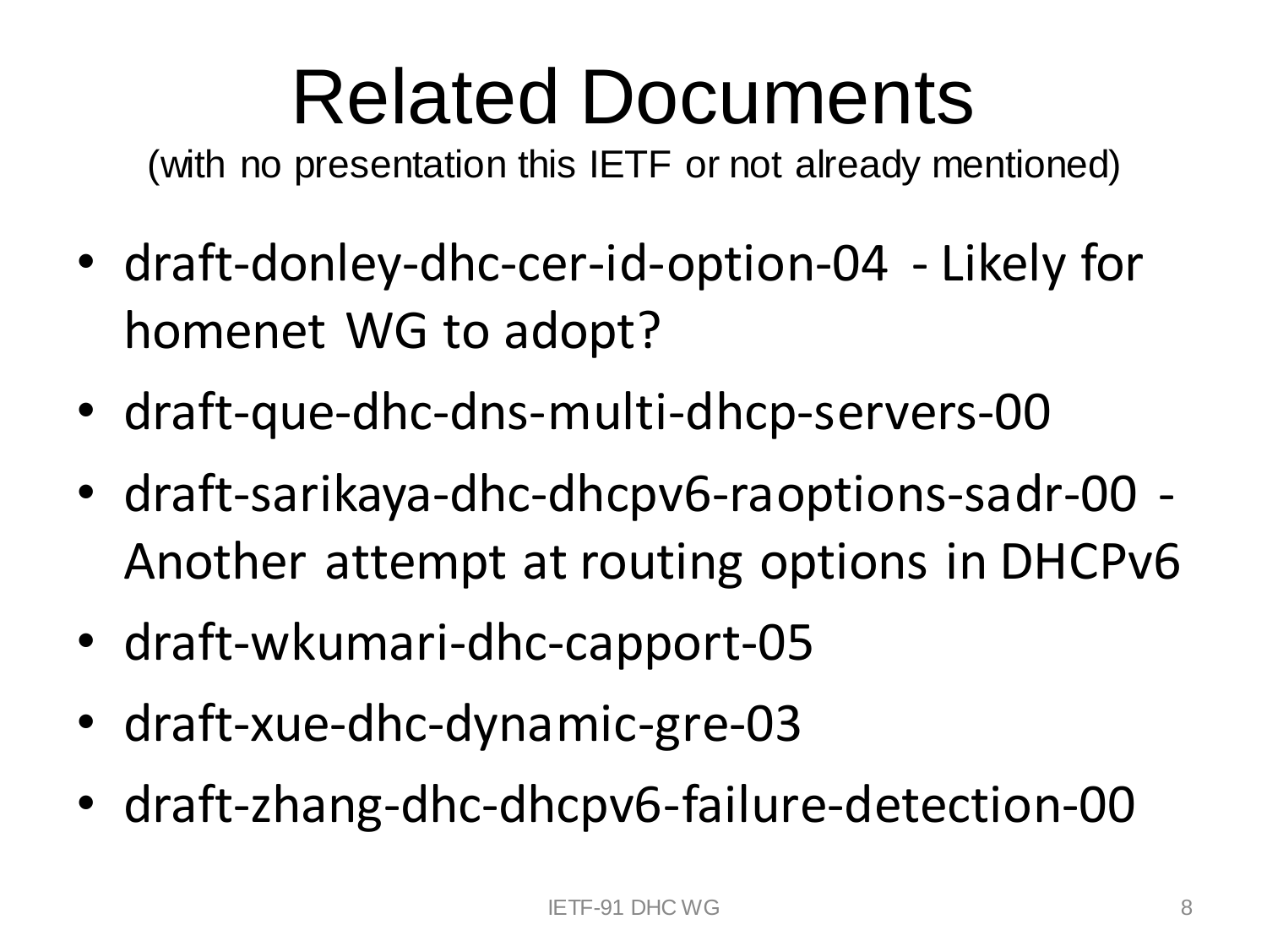# Related Documents

(with no presentation this IETF or not already mentioned)

- draft-donley-dhc-cer-id-option-04 - Likely for homenet WG to adopt?
- draft-que-dhc-dns-multi-dhcp-servers-00
- draft-sarikaya-dhc-dhcpv6-raoptions-sadr-00 - Another attempt at routing options in DHCPv6
- draft-wkumari-dhc-capport-05
- draft-xue-dhc-dynamic-gre-03
- draft-zhang-dhc-dhcpv6-failure-detection-00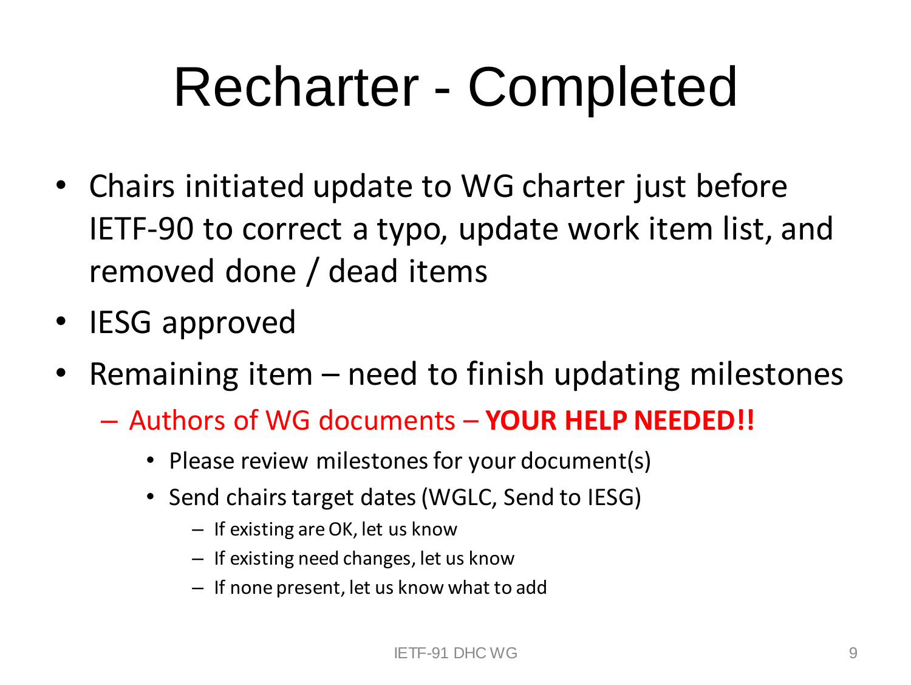# Recharter - Completed

- Chairs initiated update to WG charter just before IETF-90 to correct a typo, update work item list, and removed done / dead items
- IESG approved
- Remaining item – need to finish updating milestones
  - Authors of WG documents – **YOUR HELP NEEDED!!**
    - Please review milestones for your document(s)
    - Send chairs target dates (WGLC, Send to IESG)
      - If existing are OK, let us know
      - If existing need changes, let us know
      - If none present, let us know what to add